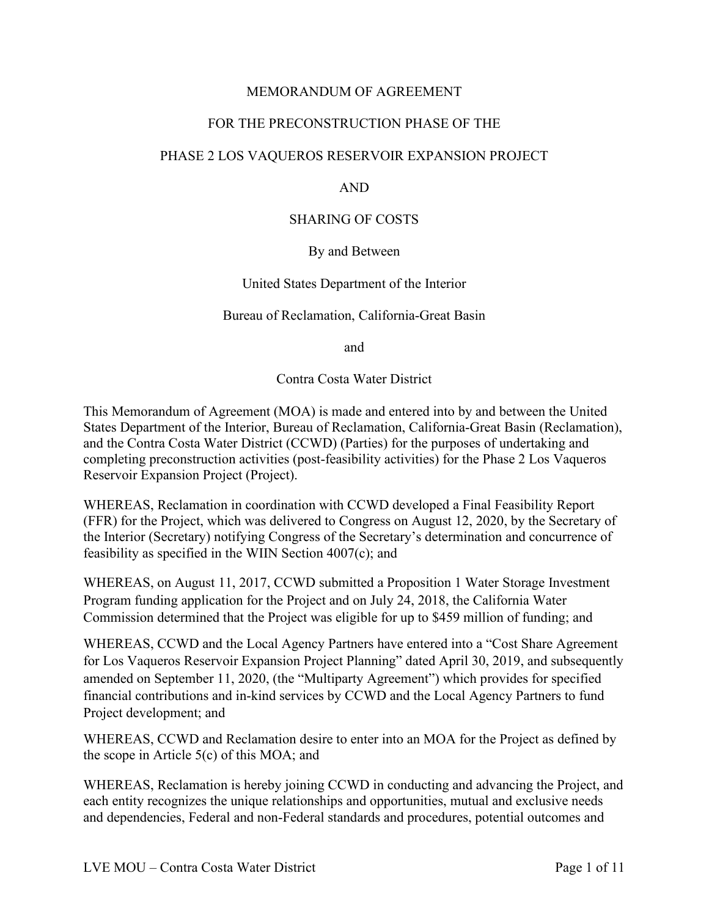# MEMORANDUM OF AGREEMENT

# FOR THE PRECONSTRUCTION PHASE OF THE

# PHASE 2 LOS VAQUEROS RESERVOIR EXPANSION PROJECT

# AND

# SHARING OF COSTS

By and Between

United States Department of the Interior

Bureau of Reclamation, California-Great Basin

and

Contra Costa Water District

This Memorandum of Agreement (MOA) is made and entered into by and between the United States Department of the Interior, Bureau of Reclamation, California-Great Basin (Reclamation), and the Contra Costa Water District (CCWD) (Parties) for the purposes of undertaking and completing preconstruction activities (post-feasibility activities) for the Phase 2 Los Vaqueros Reservoir Expansion Project (Project).

WHEREAS, Reclamation in coordination with CCWD developed a Final Feasibility Report (FFR) for the Project, which was delivered to Congress on August 12, 2020, by the Secretary of the Interior (Secretary) notifying Congress of the Secretary's determination and concurrence of feasibility as specified in the WIIN Section 4007(c); and

WHEREAS, on August 11, 2017, CCWD submitted a Proposition 1 Water Storage Investment Program funding application for the Project and on July 24, 2018, the California Water Commission determined that the Project was eligible for up to $459 million of funding; and

WHEREAS, CCWD and the Local Agency Partners have entered into a "Cost Share Agreement for Los Vaqueros Reservoir Expansion Project Planning" dated April 30, 2019, and subsequently amended on September 11, 2020, (the "Multiparty Agreement") which provides for specified financial contributions and in-kind services by CCWD and the Local Agency Partners to fund Project development; and

WHEREAS, CCWD and Reclamation desire to enter into an MOA for the Project as defined by the scope in Article 5(c) of this MOA; and

WHEREAS, Reclamation is hereby joining CCWD in conducting and advancing the Project, and each entity recognizes the unique relationships and opportunities, mutual and exclusive needs and dependencies, Federal and non-Federal standards and procedures, potential outcomes and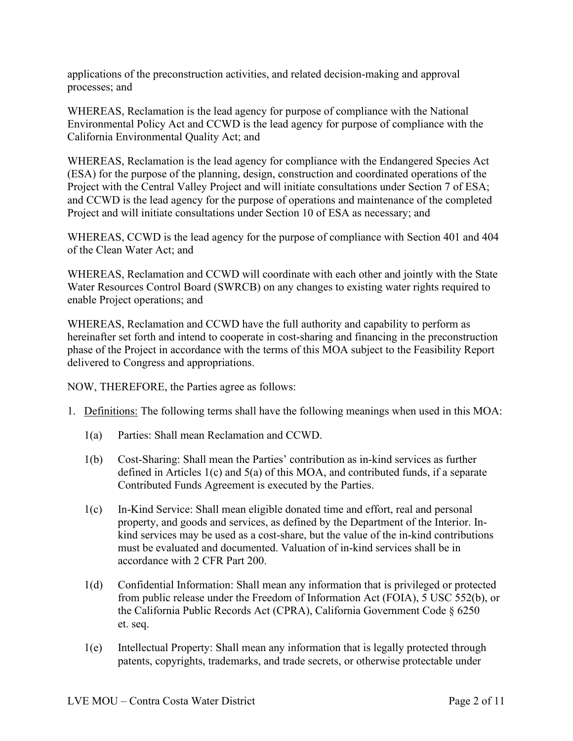applications of the preconstruction activities, and related decision-making and approval processes; and

WHEREAS, Reclamation is the lead agency for purpose of compliance with the National Environmental Policy Act and CCWD is the lead agency for purpose of compliance with the California Environmental Quality Act; and

WHEREAS, Reclamation is the lead agency for compliance with the Endangered Species Act (ESA) for the purpose of the planning, design, construction and coordinated operations of the Project with the Central Valley Project and will initiate consultations under Section 7 of ESA; and CCWD is the lead agency for the purpose of operations and maintenance of the completed Project and will initiate consultations under Section 10 of ESA as necessary; and

WHEREAS, CCWD is the lead agency for the purpose of compliance with Section 401 and 404 of the Clean Water Act; and

WHEREAS, Reclamation and CCWD will coordinate with each other and jointly with the State Water Resources Control Board (SWRCB) on any changes to existing water rights required to enable Project operations; and

WHEREAS, Reclamation and CCWD have the full authority and capability to perform as hereinafter set forth and intend to cooperate in cost-sharing and financing in the preconstruction phase of the Project in accordance with the terms of this MOA subject to the Feasibility Report delivered to Congress and appropriations.

NOW, THEREFORE, the Parties agree as follows:

1. Definitions: The following terms shall have the following meanings when used in this MOA:

   1(a) Parties: Shall mean Reclamation and CCWD.

   1(b) Cost-Sharing: Shall mean the Parties' contribution as in-kind services as further defined in Articles 1(c) and 5(a) of this MOA, and contributed funds, if a separate Contributed Funds Agreement is executed by the Parties.

   1(c) In-Kind Service: Shall mean eligible donated time and effort, real and personal property, and goods and services, as defined by the Department of the Interior. In-kind services may be used as a cost-share, but the value of the in-kind contributions must be evaluated and documented. Valuation of in-kind services shall be in accordance with 2 CFR Part 200.

   1(d) Confidential Information: Shall mean any information that is privileged or protected from public release under the Freedom of Information Act (FOIA), 5 USC 552(b), or the California Public Records Act (CPRA), California Government Code § 6250 et. seq.

   1(e) Intellectual Property: Shall mean any information that is legally protected through patents, copyrights, trademarks, and trade secrets, or otherwise protectable under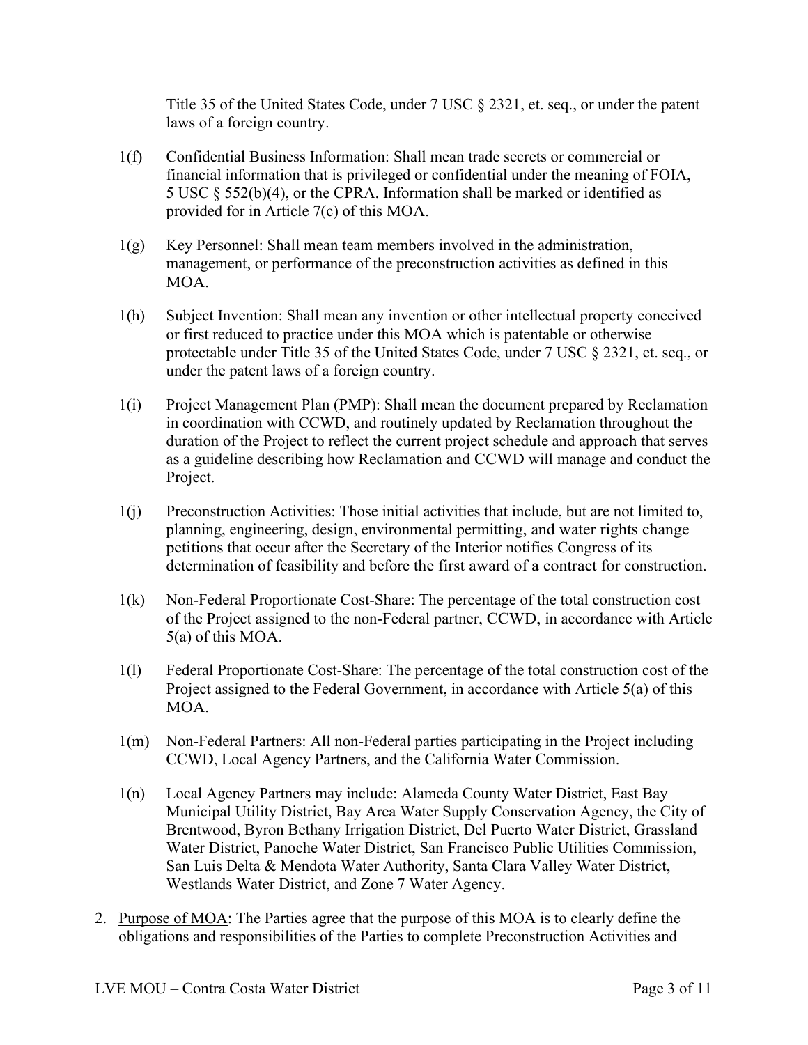Title 35 of the United States Code, under 7 USC § 2321, et. seq., or under the patent laws of a foreign country.

1(f) Confidential Business Information: Shall mean trade secrets or commercial or financial information that is privileged or confidential under the meaning of FOIA, 5 USC § 552(b)(4), or the CPRA. Information shall be marked or identified as provided for in Article 7(c) of this MOA.

1(g) Key Personnel: Shall mean team members involved in the administration, management, or performance of the preconstruction activities as defined in this MOA.

1(h) Subject Invention: Shall mean any invention or other intellectual property conceived or first reduced to practice under this MOA which is patentable or otherwise protectable under Title 35 of the United States Code, under 7 USC § 2321, et. seq., or under the patent laws of a foreign country.

1(i) Project Management Plan (PMP): Shall mean the document prepared by Reclamation in coordination with CCWD, and routinely updated by Reclamation throughout the duration of the Project to reflect the current project schedule and approach that serves as a guideline describing how Reclamation and CCWD will manage and conduct the Project.

1(j) Preconstruction Activities: Those initial activities that include, but are not limited to, planning, engineering, design, environmental permitting, and water rights change petitions that occur after the Secretary of the Interior notifies Congress of its determination of feasibility and before the first award of a contract for construction.

1(k) Non-Federal Proportionate Cost-Share: The percentage of the total construction cost of the Project assigned to the non-Federal partner, CCWD, in accordance with Article 5(a) of this MOA.

1(l) Federal Proportionate Cost-Share: The percentage of the total construction cost of the Project assigned to the Federal Government, in accordance with Article 5(a) of this MOA.

1(m) Non-Federal Partners: All non-Federal parties participating in the Project including CCWD, Local Agency Partners, and the California Water Commission.

1(n) Local Agency Partners may include: Alameda County Water District, East Bay Municipal Utility District, Bay Area Water Supply Conservation Agency, the City of Brentwood, Byron Bethany Irrigation District, Del Puerto Water District, Grassland Water District, Panoche Water District, San Francisco Public Utilities Commission, San Luis Delta & Mendota Water Authority, Santa Clara Valley Water District, Westlands Water District, and Zone 7 Water Agency.

2. Purpose of MOA: The Parties agree that the purpose of this MOA is to clearly define the obligations and responsibilities of the Parties to complete Preconstruction Activities and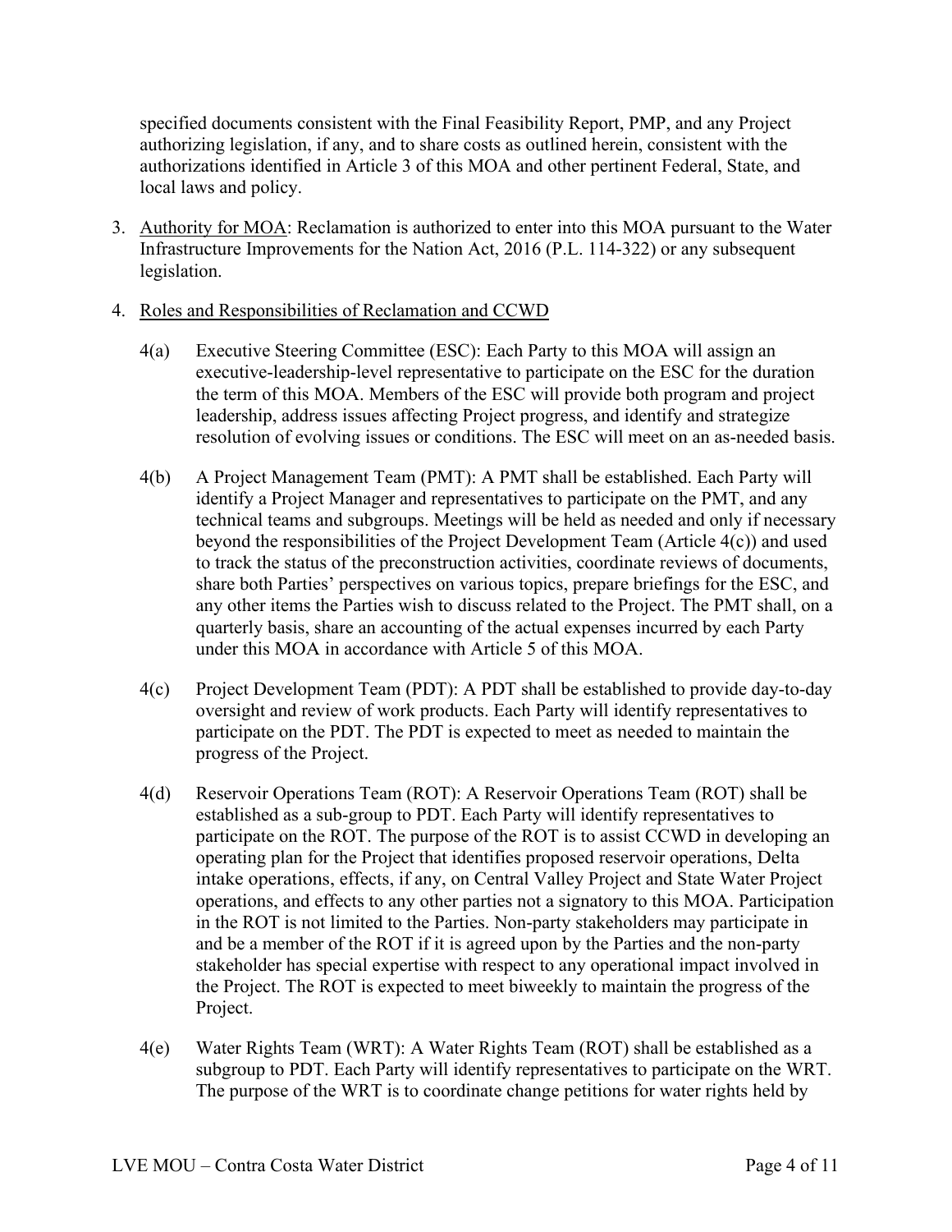specified documents consistent with the Final Feasibility Report, PMP, and any Project authorizing legislation, if any, and to share costs as outlined herein, consistent with the authorizations identified in Article 3 of this MOA and other pertinent Federal, State, and local laws and policy.

3. Authority for MOA: Reclamation is authorized to enter into this MOA pursuant to the Water Infrastructure Improvements for the Nation Act, 2016 (P.L. 114-322) or any subsequent legislation.

4. Roles and Responsibilities of Reclamation and CCWD

   4(a) Executive Steering Committee (ESC): Each Party to this MOA will assign an executive-leadership-level representative to participate on the ESC for the duration the term of this MOA. Members of the ESC will provide both program and project leadership, address issues affecting Project progress, and identify and strategize resolution of evolving issues or conditions. The ESC will meet on an as-needed basis.

   4(b) A Project Management Team (PMT): A PMT shall be established. Each Party will identify a Project Manager and representatives to participate on the PMT, and any technical teams and subgroups. Meetings will be held as needed and only if necessary beyond the responsibilities of the Project Development Team (Article 4(c)) and used to track the status of the preconstruction activities, coordinate reviews of documents, share both Parties' perspectives on various topics, prepare briefings for the ESC, and any other items the Parties wish to discuss related to the Project. The PMT shall, on a quarterly basis, share an accounting of the actual expenses incurred by each Party under this MOA in accordance with Article 5 of this MOA.

   4(c) Project Development Team (PDT): A PDT shall be established to provide day-to-day oversight and review of work products. Each Party will identify representatives to participate on the PDT. The PDT is expected to meet as needed to maintain the progress of the Project.

   4(d) Reservoir Operations Team (ROT): A Reservoir Operations Team (ROT) shall be established as a sub-group to PDT. Each Party will identify representatives to participate on the ROT. The purpose of the ROT is to assist CCWD in developing an operating plan for the Project that identifies proposed reservoir operations, Delta intake operations, effects, if any, on Central Valley Project and State Water Project operations, and effects to any other parties not a signatory to this MOA. Participation in the ROT is not limited to the Parties. Non-party stakeholders may participate in and be a member of the ROT if it is agreed upon by the Parties and the non-party stakeholder has special expertise with respect to any operational impact involved in the Project. The ROT is expected to meet biweekly to maintain the progress of the Project.

   4(e) Water Rights Team (WRT): A Water Rights Team (ROT) shall be established as a subgroup to PDT. Each Party will identify representatives to participate on the WRT. The purpose of the WRT is to coordinate change petitions for water rights held by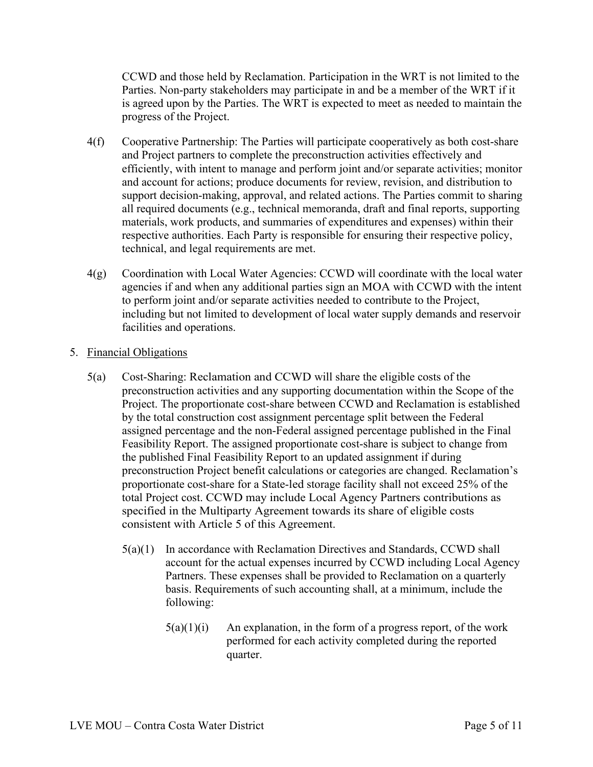CCWD and those held by Reclamation. Participation in the WRT is not limited to the Parties. Non-party stakeholders may participate in and be a member of the WRT if it is agreed upon by the Parties. The WRT is expected to meet as needed to maintain the progress of the Project.

4(f) Cooperative Partnership: The Parties will participate cooperatively as both cost-share and Project partners to complete the preconstruction activities effectively and efficiently, with intent to manage and perform joint and/or separate activities; monitor and account for actions; produce documents for review, revision, and distribution to support decision-making, approval, and related actions. The Parties commit to sharing all required documents (e.g., technical memoranda, draft and final reports, supporting materials, work products, and summaries of expenditures and expenses) within their respective authorities. Each Party is responsible for ensuring their respective policy, technical, and legal requirements are met.

4(g) Coordination with Local Water Agencies: CCWD will coordinate with the local water agencies if and when any additional parties sign an MOA with CCWD with the intent to perform joint and/or separate activities needed to contribute to the Project, including but not limited to development of local water supply demands and reservoir facilities and operations.

5. <u>Financial Obligations</u>

5(a) Cost-Sharing: Reclamation and CCWD will share the eligible costs of the preconstruction activities and any supporting documentation within the Scope of the Project. The proportionate cost-share between CCWD and Reclamation is established by the total construction cost assignment percentage split between the Federal assigned percentage and the non-Federal assigned percentage published in the Final Feasibility Report. The assigned proportionate cost-share is subject to change from the published Final Feasibility Report to an updated assignment if during preconstruction Project benefit calculations or categories are changed. Reclamation's proportionate cost-share for a State-led storage facility shall not exceed 25% of the total Project cost. CCWD may include Local Agency Partners contributions as specified in the Multiparty Agreement towards its share of eligible costs consistent with Article 5 of this Agreement.

5(a)(1) In accordance with Reclamation Directives and Standards, CCWD shall account for the actual expenses incurred by CCWD including Local Agency Partners. These expenses shall be provided to Reclamation on a quarterly basis. Requirements of such accounting shall, at a minimum, include the following:

5(a)(1)(i) An explanation, in the form of a progress report, of the work performed for each activity completed during the reported quarter.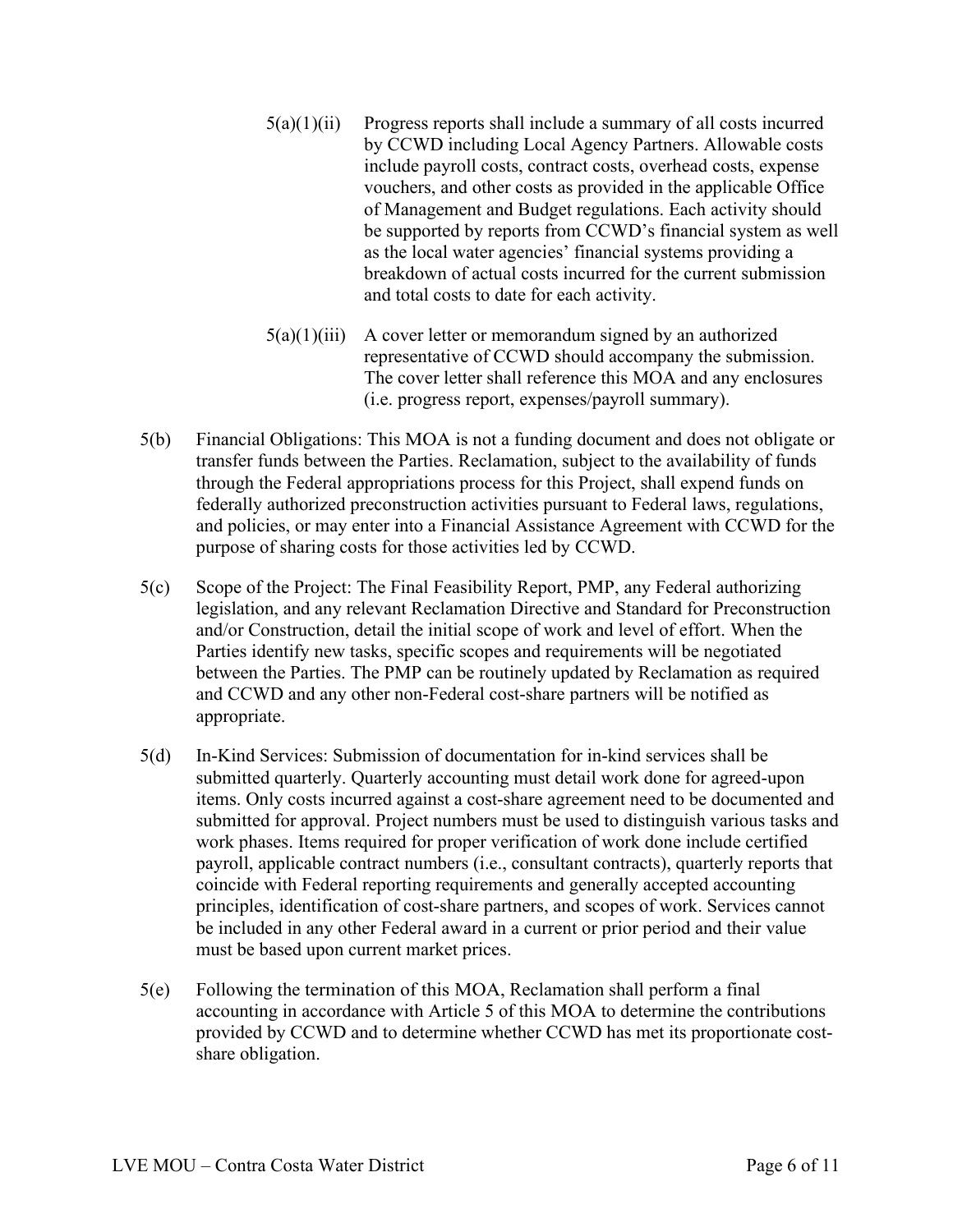5(a)(1)(ii) Progress reports shall include a summary of all costs incurred by CCWD including Local Agency Partners. Allowable costs include payroll costs, contract costs, overhead costs, expense vouchers, and other costs as provided in the applicable Office of Management and Budget regulations. Each activity should be supported by reports from CCWD's financial system as well as the local water agencies' financial systems providing a breakdown of actual costs incurred for the current submission and total costs to date for each activity.

5(a)(1)(iii) A cover letter or memorandum signed by an authorized representative of CCWD should accompany the submission. The cover letter shall reference this MOA and any enclosures (i.e. progress report, expenses/payroll summary).

5(b) Financial Obligations: This MOA is not a funding document and does not obligate or transfer funds between the Parties. Reclamation, subject to the availability of funds through the Federal appropriations process for this Project, shall expend funds on federally authorized preconstruction activities pursuant to Federal laws, regulations, and policies, or may enter into a Financial Assistance Agreement with CCWD for the purpose of sharing costs for those activities led by CCWD.

5(c) Scope of the Project: The Final Feasibility Report, PMP, any Federal authorizing legislation, and any relevant Reclamation Directive and Standard for Preconstruction and/or Construction, detail the initial scope of work and level of effort. When the Parties identify new tasks, specific scopes and requirements will be negotiated between the Parties. The PMP can be routinely updated by Reclamation as required and CCWD and any other non-Federal cost-share partners will be notified as appropriate.

5(d) In-Kind Services: Submission of documentation for in-kind services shall be submitted quarterly. Quarterly accounting must detail work done for agreed-upon items. Only costs incurred against a cost-share agreement need to be documented and submitted for approval. Project numbers must be used to distinguish various tasks and work phases. Items required for proper verification of work done include certified payroll, applicable contract numbers (i.e., consultant contracts), quarterly reports that coincide with Federal reporting requirements and generally accepted accounting principles, identification of cost-share partners, and scopes of work. Services cannot be included in any other Federal award in a current or prior period and their value must be based upon current market prices.

5(e) Following the termination of this MOA, Reclamation shall perform a final accounting in accordance with Article 5 of this MOA to determine the contributions provided by CCWD and to determine whether CCWD has met its proportionate cost-share obligation.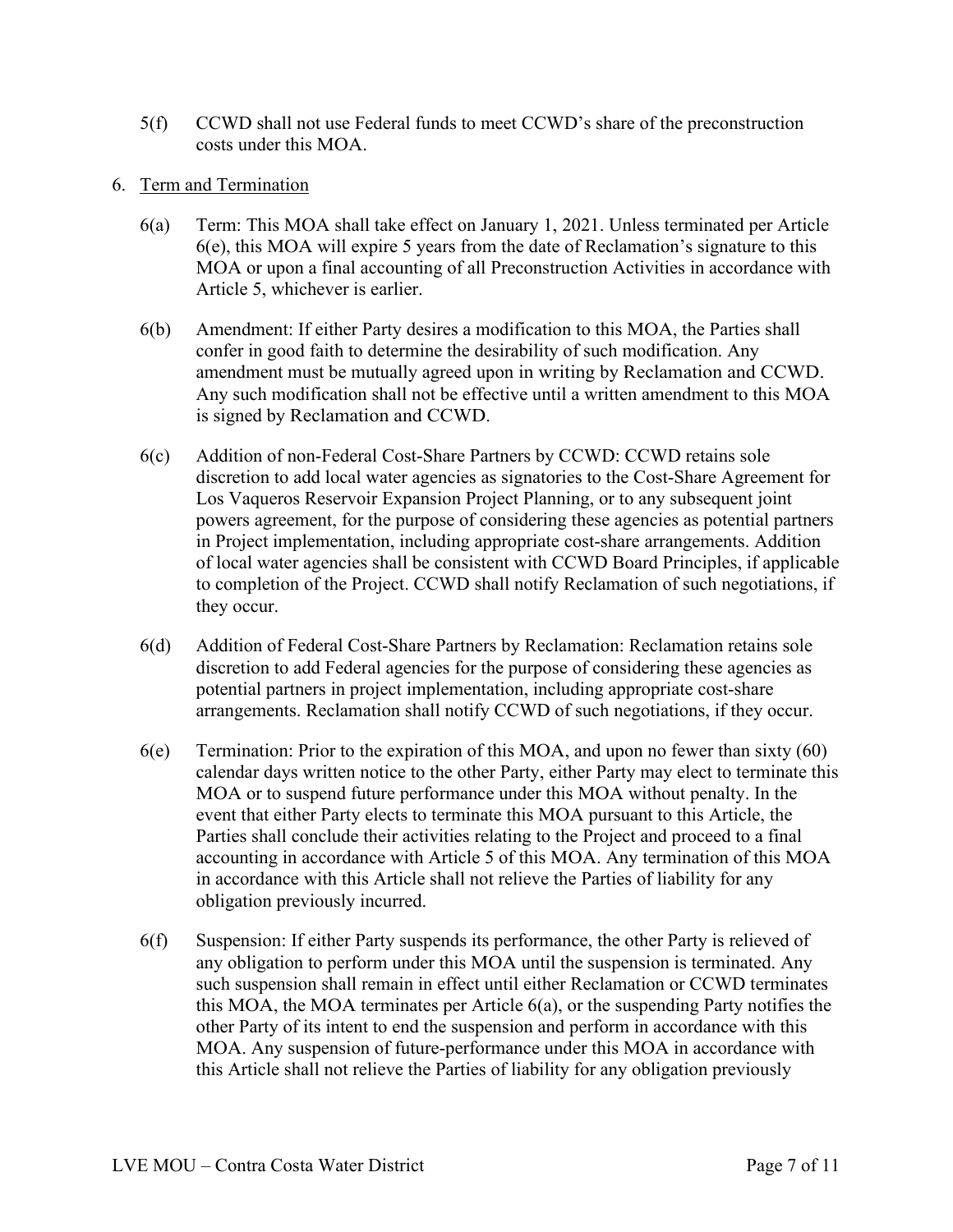5(f) CCWD shall not use Federal funds to meet CCWD's share of the preconstruction costs under this MOA.

6. Term and Termination

6(a) Term: This MOA shall take effect on January 1, 2021. Unless terminated per Article 6(e), this MOA will expire 5 years from the date of Reclamation's signature to this MOA or upon a final accounting of all Preconstruction Activities in accordance with Article 5, whichever is earlier.

6(b) Amendment: If either Party desires a modification to this MOA, the Parties shall confer in good faith to determine the desirability of such modification. Any amendment must be mutually agreed upon in writing by Reclamation and CCWD. Any such modification shall not be effective until a written amendment to this MOA is signed by Reclamation and CCWD.

6(c) Addition of non-Federal Cost-Share Partners by CCWD: CCWD retains sole discretion to add local water agencies as signatories to the Cost-Share Agreement for Los Vaqueros Reservoir Expansion Project Planning, or to any subsequent joint powers agreement, for the purpose of considering these agencies as potential partners in Project implementation, including appropriate cost-share arrangements. Addition of local water agencies shall be consistent with CCWD Board Principles, if applicable to completion of the Project. CCWD shall notify Reclamation of such negotiations, if they occur.

6(d) Addition of Federal Cost-Share Partners by Reclamation: Reclamation retains sole discretion to add Federal agencies for the purpose of considering these agencies as potential partners in project implementation, including appropriate cost-share arrangements. Reclamation shall notify CCWD of such negotiations, if they occur.

6(e) Termination: Prior to the expiration of this MOA, and upon no fewer than sixty (60) calendar days written notice to the other Party, either Party may elect to terminate this MOA or to suspend future performance under this MOA without penalty. In the event that either Party elects to terminate this MOA pursuant to this Article, the Parties shall conclude their activities relating to the Project and proceed to a final accounting in accordance with Article 5 of this MOA. Any termination of this MOA in accordance with this Article shall not relieve the Parties of liability for any obligation previously incurred.

6(f) Suspension: If either Party suspends its performance, the other Party is relieved of any obligation to perform under this MOA until the suspension is terminated. Any such suspension shall remain in effect until either Reclamation or CCWD terminates this MOA, the MOA terminates per Article 6(a), or the suspending Party notifies the other Party of its intent to end the suspension and perform in accordance with this MOA. Any suspension of future-performance under this MOA in accordance with this Article shall not relieve the Parties of liability for any obligation previously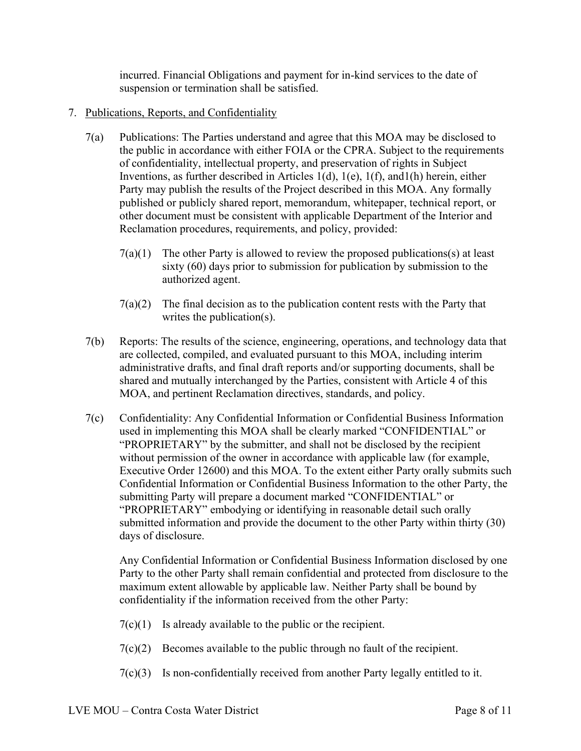incurred. Financial Obligations and payment for in-kind services to the date of suspension or termination shall be satisfied.

7. Publications, Reports, and Confidentiality

7(a) Publications: The Parties understand and agree that this MOA may be disclosed to the public in accordance with either FOIA or the CPRA. Subject to the requirements of confidentiality, intellectual property, and preservation of rights in Subject Inventions, as further described in Articles 1(d), 1(e), 1(f), and1(h) herein, either Party may publish the results of the Project described in this MOA. Any formally published or publicly shared report, memorandum, whitepaper, technical report, or other document must be consistent with applicable Department of the Interior and Reclamation procedures, requirements, and policy, provided:

7(a)(1) The other Party is allowed to review the proposed publications(s) at least sixty (60) days prior to submission for publication by submission to the authorized agent.

7(a)(2) The final decision as to the publication content rests with the Party that writes the publication(s).

7(b) Reports: The results of the science, engineering, operations, and technology data that are collected, compiled, and evaluated pursuant to this MOA, including interim administrative drafts, and final draft reports and/or supporting documents, shall be shared and mutually interchanged by the Parties, consistent with Article 4 of this MOA, and pertinent Reclamation directives, standards, and policy.

7(c) Confidentiality: Any Confidential Information or Confidential Business Information used in implementing this MOA shall be clearly marked "CONFIDENTIAL" or "PROPRIETARY" by the submitter, and shall not be disclosed by the recipient without permission of the owner in accordance with applicable law (for example, Executive Order 12600) and this MOA. To the extent either Party orally submits such Confidential Information or Confidential Business Information to the other Party, the submitting Party will prepare a document marked "CONFIDENTIAL" or "PROPRIETARY" embodying or identifying in reasonable detail such orally submitted information and provide the document to the other Party within thirty (30) days of disclosure.

Any Confidential Information or Confidential Business Information disclosed by one Party to the other Party shall remain confidential and protected from disclosure to the maximum extent allowable by applicable law. Neither Party shall be bound by confidentiality if the information received from the other Party:

7(c)(1) Is already available to the public or the recipient.

7(c)(2) Becomes available to the public through no fault of the recipient.

7(c)(3) Is non-confidentially received from another Party legally entitled to it.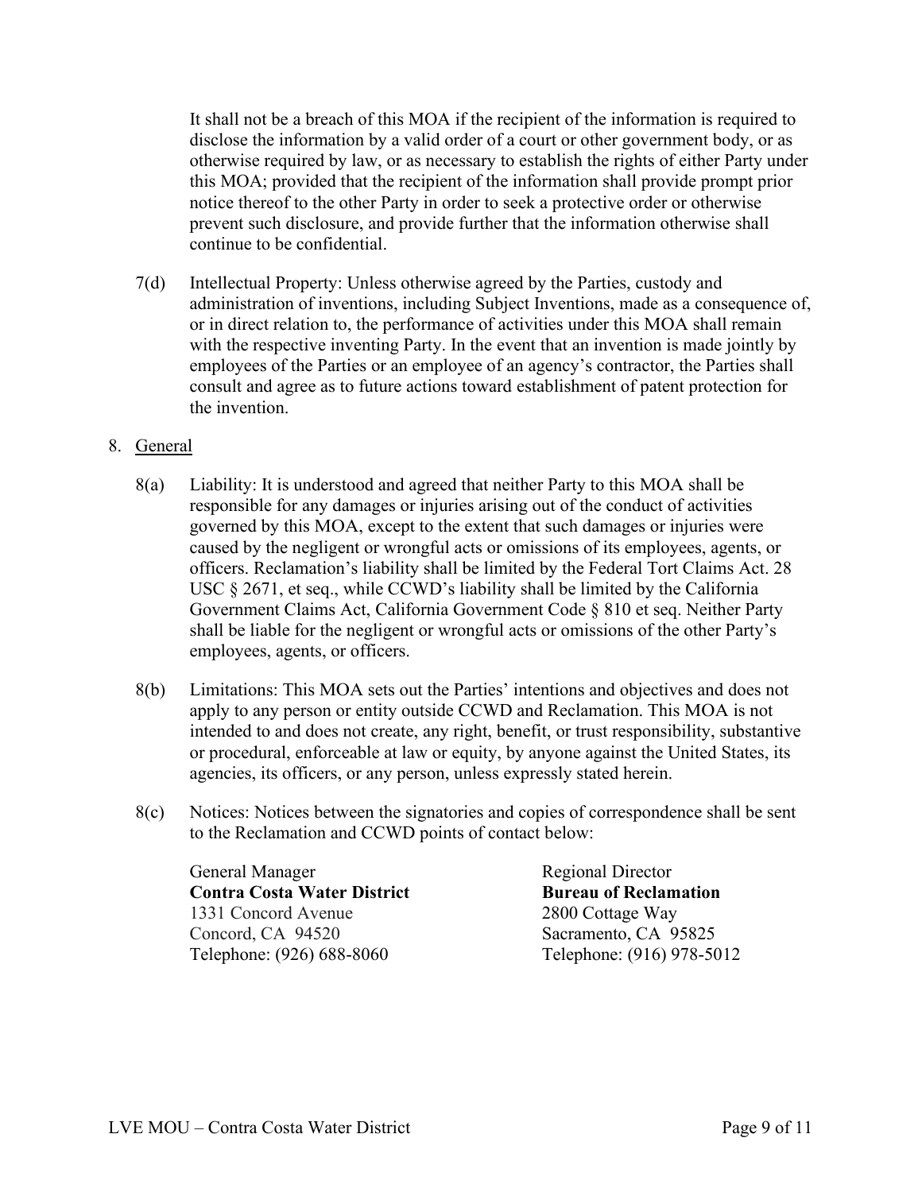It shall not be a breach of this MOA if the recipient of the information is required to disclose the information by a valid order of a court or other government body, or as otherwise required by law, or as necessary to establish the rights of either Party under this MOA; provided that the recipient of the information shall provide prompt prior notice thereof to the other Party in order to seek a protective order or otherwise prevent such disclosure, and provide further that the information otherwise shall continue to be confidential.

7(d) Intellectual Property: Unless otherwise agreed by the Parties, custody and administration of inventions, including Subject Inventions, made as a consequence of, or in direct relation to, the performance of activities under this MOA shall remain with the respective inventing Party. In the event that an invention is made jointly by employees of the Parties or an employee of an agency's contractor, the Parties shall consult and agree as to future actions toward establishment of patent protection for the invention.

8. General

8(a) Liability: It is understood and agreed that neither Party to this MOA shall be responsible for any damages or injuries arising out of the conduct of activities governed by this MOA, except to the extent that such damages or injuries were caused by the negligent or wrongful acts or omissions of its employees, agents, or officers. Reclamation's liability shall be limited by the Federal Tort Claims Act. 28 USC § 2671, et seq., while CCWD's liability shall be limited by the California Government Claims Act, California Government Code § 810 et seq. Neither Party shall be liable for the negligent or wrongful acts or omissions of the other Party's employees, agents, or officers.

8(b) Limitations: This MOA sets out the Parties' intentions and objectives and does not apply to any person or entity outside CCWD and Reclamation. This MOA is not intended to and does not create, any right, benefit, or trust responsibility, substantive or procedural, enforceable at law or equity, by anyone against the United States, its agencies, its officers, or any person, unless expressly stated herein.

8(c) Notices: Notices between the signatories and copies of correspondence shall be sent to the Reclamation and CCWD points of contact below:

General Manager
**Contra Costa Water District**
1331 Concord Avenue
Concord, CA 94520
Telephone: (926) 688-8060

Regional Director
**Bureau of Reclamation**
2800 Cottage Way
Sacramento, CA 95825
Telephone: (916) 978-5012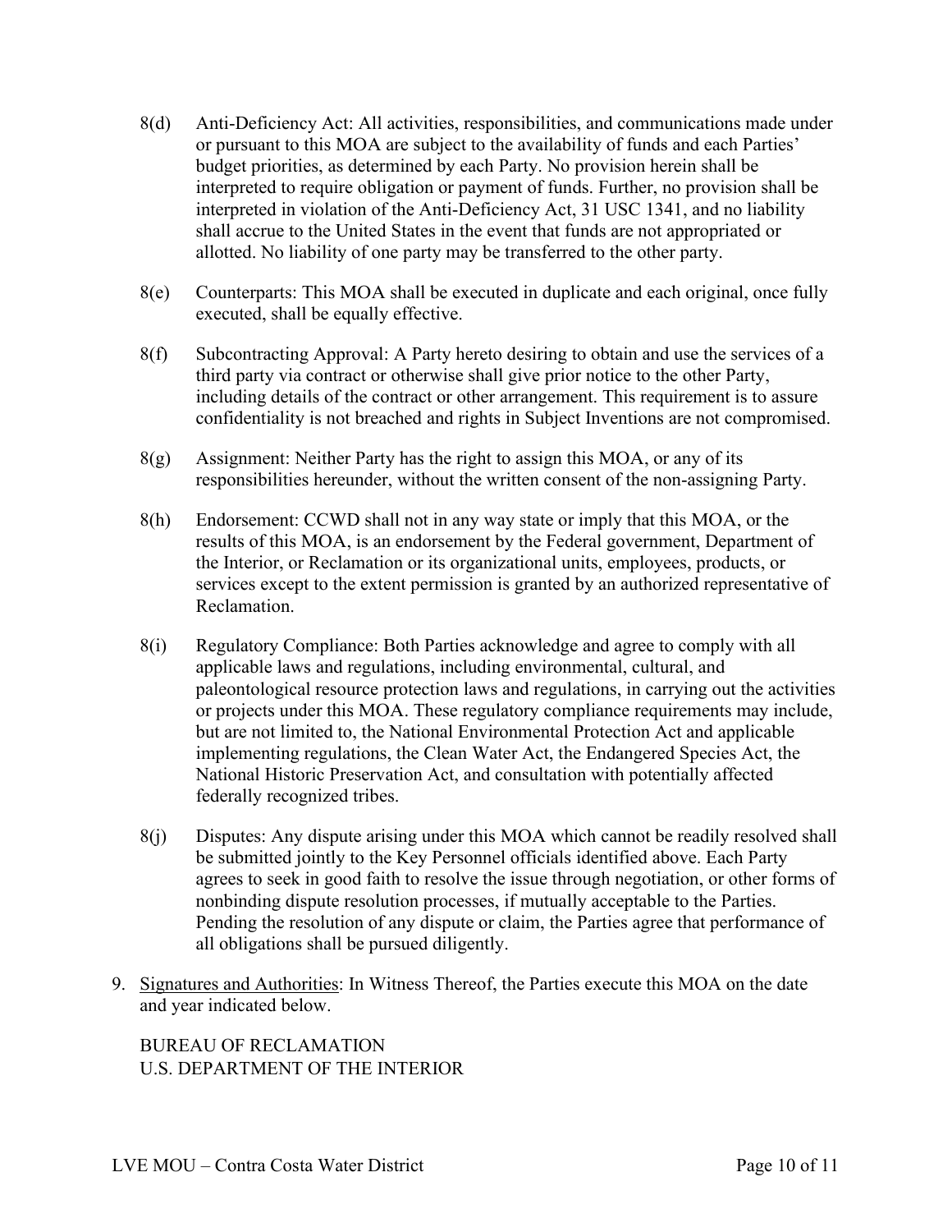8(d) Anti-Deficiency Act: All activities, responsibilities, and communications made under or pursuant to this MOA are subject to the availability of funds and each Parties' budget priorities, as determined by each Party. No provision herein shall be interpreted to require obligation or payment of funds. Further, no provision shall be interpreted in violation of the Anti-Deficiency Act, 31 USC 1341, and no liability shall accrue to the United States in the event that funds are not appropriated or allotted. No liability of one party may be transferred to the other party.

8(e) Counterparts: This MOA shall be executed in duplicate and each original, once fully executed, shall be equally effective.

8(f) Subcontracting Approval: A Party hereto desiring to obtain and use the services of a third party via contract or otherwise shall give prior notice to the other Party, including details of the contract or other arrangement. This requirement is to assure confidentiality is not breached and rights in Subject Inventions are not compromised.

8(g) Assignment: Neither Party has the right to assign this MOA, or any of its responsibilities hereunder, without the written consent of the non-assigning Party.

8(h) Endorsement: CCWD shall not in any way state or imply that this MOA, or the results of this MOA, is an endorsement by the Federal government, Department of the Interior, or Reclamation or its organizational units, employees, products, or services except to the extent permission is granted by an authorized representative of Reclamation.

8(i) Regulatory Compliance: Both Parties acknowledge and agree to comply with all applicable laws and regulations, including environmental, cultural, and paleontological resource protection laws and regulations, in carrying out the activities or projects under this MOA. These regulatory compliance requirements may include, but are not limited to, the National Environmental Protection Act and applicable implementing regulations, the Clean Water Act, the Endangered Species Act, the National Historic Preservation Act, and consultation with potentially affected federally recognized tribes.

8(j) Disputes: Any dispute arising under this MOA which cannot be readily resolved shall be submitted jointly to the Key Personnel officials identified above. Each Party agrees to seek in good faith to resolve the issue through negotiation, or other forms of nonbinding dispute resolution processes, if mutually acceptable to the Parties. Pending the resolution of any dispute or claim, the Parties agree that performance of all obligations shall be pursued diligently.

9. Signatures and Authorities: In Witness Thereof, the Parties execute this MOA on the date and year indicated below.

BUREAU OF RECLAMATION
U.S. DEPARTMENT OF THE INTERIOR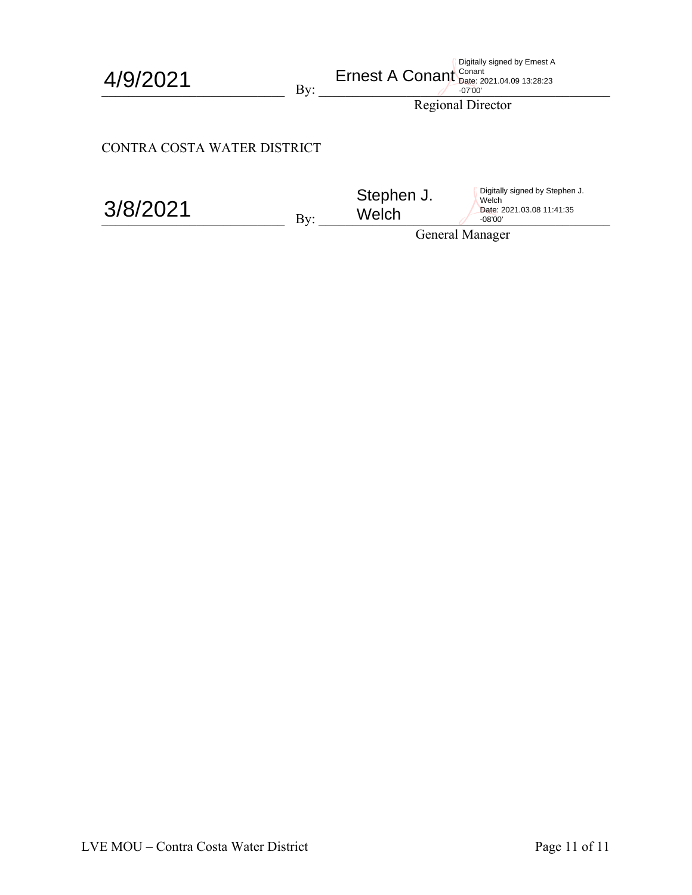4/9/2021 By: Ernest A Conant

Digitally signed by Ernest A Conant
Date: 2021.04.09 13:28:23 -07'00'

Regional Director

CONTRA COSTA WATER DISTRICT

3/8/2021 By: Stephen J. Welch

Digitally signed by Stephen J. Welch
Date: 2021.03.08 11:41:35 -08'00'

General Manager